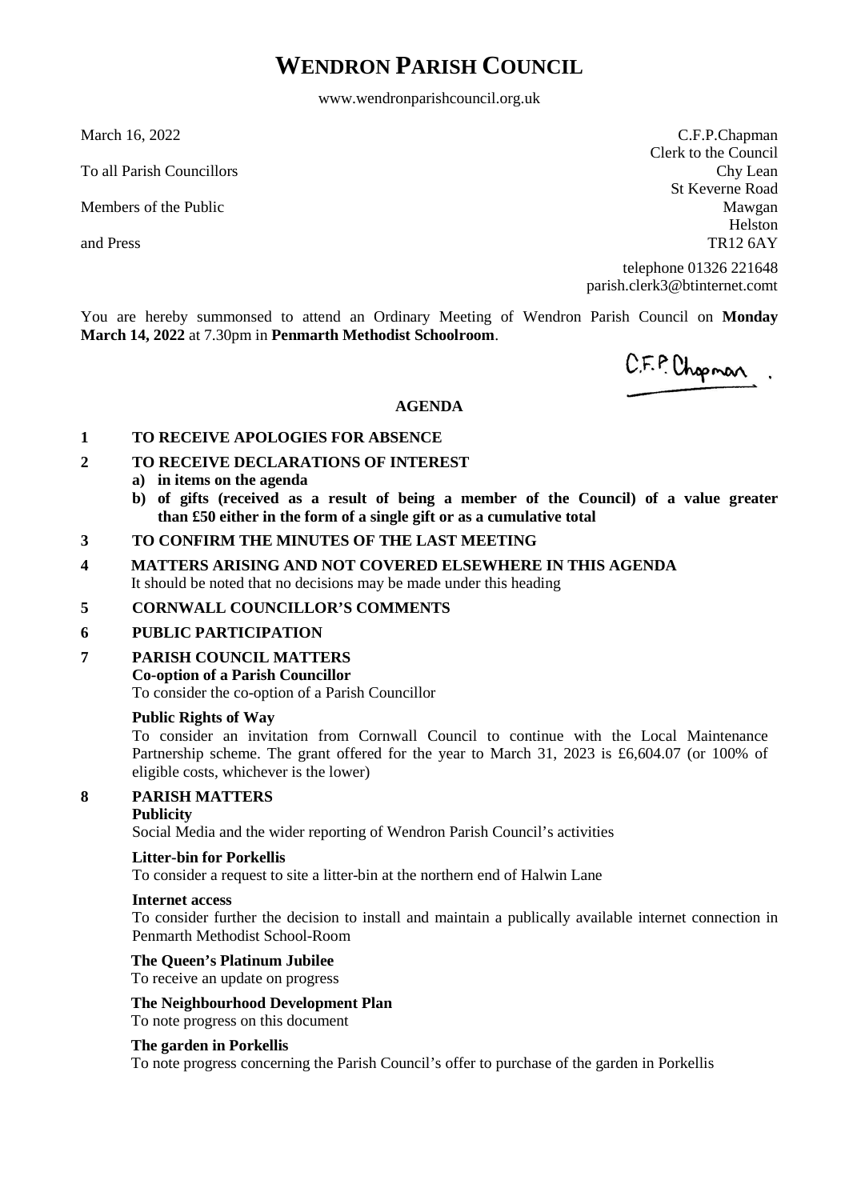# WENDRON PARISH COUNCIL

www.wendronparishcouncil.org.uk

March 16, 2022

To all Parish Councillors

Members of the Public

and Press

C.F.P.Chapman
Clerk to the Council
Chy Lean
St Keverne Road
Mawgan
Helston
TR12 6AY

telephone 01326 221648
parish.clerk3@btinternet.comt

You are hereby summonsed to attend an Ordinary Meeting of Wendron Parish Council on **Monday March 14, 2022** at 7.30pm in **Penmarth Methodist Schoolroom**.

C.F.P. Chapman

## AGENDA

**1 TO RECEIVE APOLOGIES FOR ABSENCE**

**2 TO RECEIVE DECLARATIONS OF INTEREST**

- **a) in items on the agenda**
- **b) of gifts (received as a result of being a member of the Council) of a value greater than £50 either in the form of a single gift or as a cumulative total**

**3 TO CONFIRM THE MINUTES OF THE LAST MEETING**

**4 MATTERS ARISING AND NOT COVERED ELSEWHERE IN THIS AGENDA**
It should be noted that no decisions may be made under this heading

**5 CORNWALL COUNCILLOR'S COMMENTS**

**6 PUBLIC PARTICIPATION**

**7 PARISH COUNCIL MATTERS**

**Co-option of a Parish Councillor**
To consider the co-option of a Parish Councillor

**Public Rights of Way**
To consider an invitation from Cornwall Council to continue with the Local Maintenance Partnership scheme. The grant offered for the year to March 31, 2023 is £6,604.07 (or 100% of eligible costs, whichever is the lower)

**8 PARISH MATTERS**

**Publicity**
Social Media and the wider reporting of Wendron Parish Council's activities

**Litter-bin for Porkellis**
To consider a request to site a litter-bin at the northern end of Halwin Lane

**Internet access**
To consider further the decision to install and maintain a publically available internet connection in Penmarth Methodist School-Room

**The Queen's Platinum Jubilee**
To receive an update on progress

**The Neighbourhood Development Plan**
To note progress on this document

**The garden in Porkellis**
To note progress concerning the Parish Council's offer to purchase of the garden in Porkellis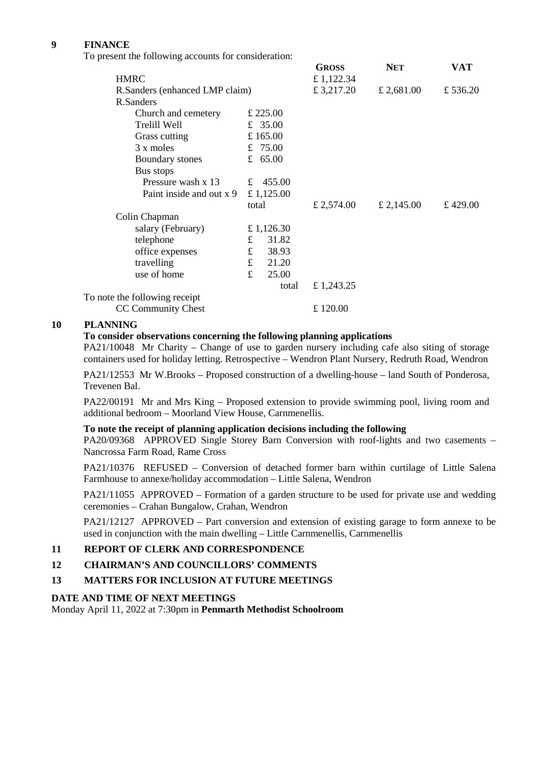## 9 FINANCE

To present the following accounts for consideration:

| | | GROSS | NET | VAT |
|---|---|---|---|---|
| HMRC | | £ 1,122.34 | | |
| R.Sanders (enhanced LMP claim) | | £ 3,217.20 | £ 2,681.00 | £ 536.20 |
| R.Sanders | | | | |
| Church and cemetery | £ 225.00 | | | |
| Trelill Well | £ 35.00 | | | |
| Grass cutting | £ 165.00 | | | |
| 3 x moles | £ 75.00 | | | |
| Boundary stones | £ 65.00 | | | |
| Bus stops | | | | |
| Pressure wash x 13 | £ 455.00 | | | |
| Paint inside and out x 9 | £ 1,125.00 | | | |
| | total | £ 2,574.00 | £ 2,145.00 | £ 429.00 |
| Colin Chapman | | | | |
| salary (February) | £ 1,126.30 | | | |
| telephone | £ 31.82 | | | |
| office expenses | £ 38.93 | | | |
| travelling | £ 21.20 | | | |
| use of home | £ 25.00 | | | |
| | total | £ 1,243.25 | | |
| To note the following receipt | | | | |
| CC Community Chest | | £ 120.00 | | |

## 10 PLANNING

**To consider observations concerning the following planning applications**

PA21/10048 Mr Charity – Change of use to garden nursery including cafe also siting of storage containers used for holiday letting. Retrospective – Wendron Plant Nursery, Redruth Road, Wendron

PA21/12553 Mr W.Brooks – Proposed construction of a dwelling-house – land South of Ponderosa, Trevenen Bal.

PA22/00191 Mr and Mrs King – Proposed extension to provide swimming pool, living room and additional bedroom – Moorland View House, Carnmenellis.

**To note the receipt of planning application decisions including the following**

PA20/09368 APPROVED Single Storey Barn Conversion with roof-lights and two casements – Nancrossa Farm Road, Rame Cross

PA21/10376 REFUSED – Conversion of detached former barn within curtilage of Little Salena Farmhouse to annexe/holiday accommodation – Little Salena, Wendron

PA21/11055 APPROVED – Formation of a garden structure to be used for private use and wedding ceremonies – Crahan Bungalow, Crahan, Wendron

PA21/12127 APPROVED – Part conversion and extension of existing garage to form annexe to be used in conjunction with the main dwelling – Little Carnmenellis, Carnmenellis

## 11 REPORT OF CLERK AND CORRESPONDENCE

## 12 CHAIRMAN'S AND COUNCILLORS' COMMENTS

## 13 MATTERS FOR INCLUSION AT FUTURE MEETINGS

**DATE AND TIME OF NEXT MEETINGS**

Monday April 11, 2022 at 7:30pm in **Penmarth Methodist Schoolroom**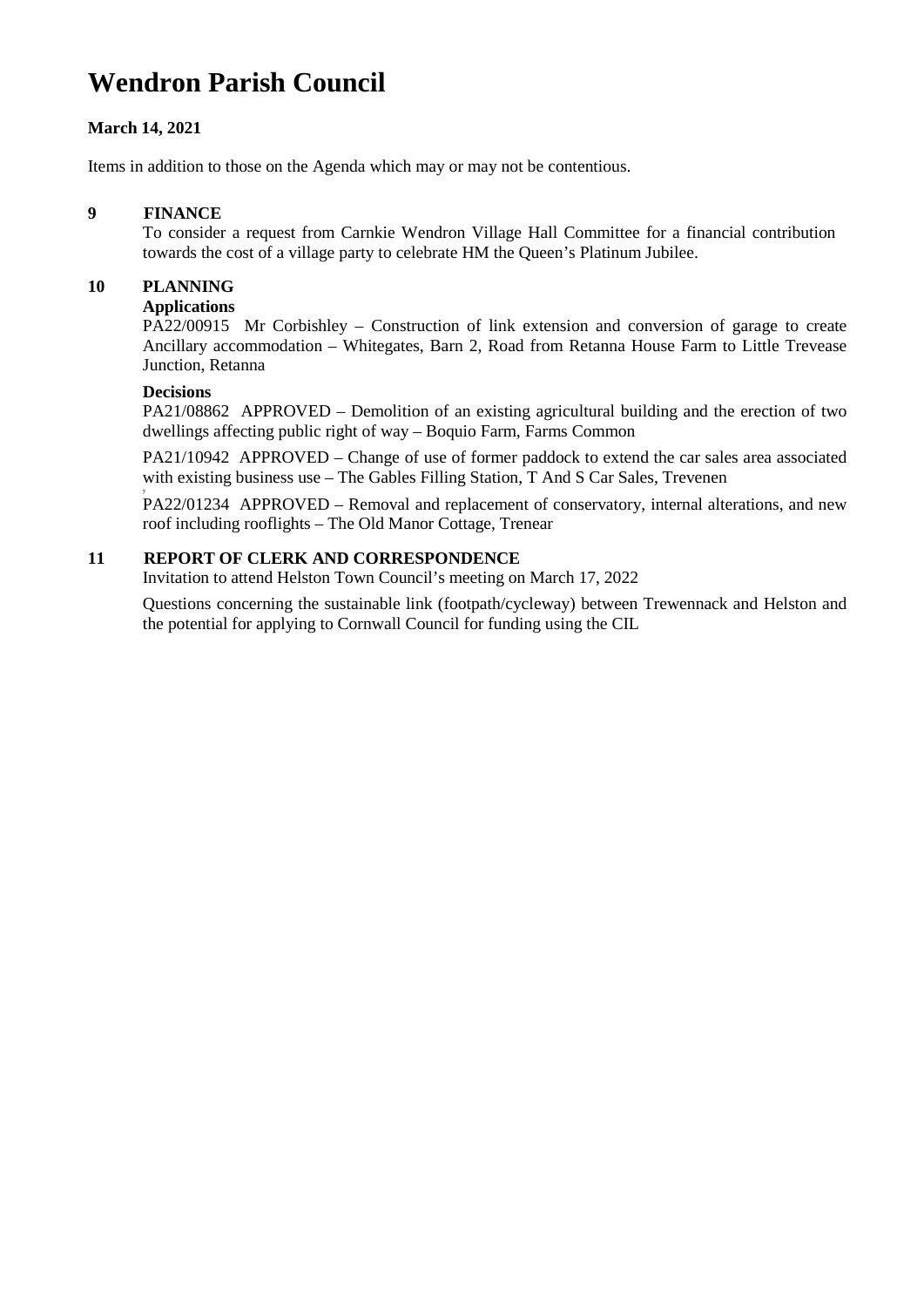# Wendron Parish Council

**March 14, 2021**

Items in addition to those on the Agenda which may or may not be contentious.

**9 FINANCE**

To consider a request from Carnkie Wendron Village Hall Committee for a financial contribution towards the cost of a village party to celebrate HM the Queen's Platinum Jubilee.

**10 PLANNING**

**Applications**

PA22/00915 Mr Corbishley – Construction of link extension and conversion of garage to create Ancillary accommodation – Whitegates, Barn 2, Road from Retanna House Farm to Little Trevease Junction, Retanna

**Decisions**

PA21/08862 APPROVED – Demolition of an existing agricultural building and the erection of two dwellings affecting public right of way – Boquio Farm, Farms Common

PA21/10942 APPROVED – Change of use of former paddock to extend the car sales area associated with existing business use – The Gables Filling Station, T And S Car Sales, Trevenen

PA22/01234 APPROVED – Removal and replacement of conservatory, internal alterations, and new roof including rooflights – The Old Manor Cottage, Trenear

**11 REPORT OF CLERK AND CORRESPONDENCE**

Invitation to attend Helston Town Council's meeting on March 17, 2022

Questions concerning the sustainable link (footpath/cycleway) between Trewennack and Helston and the potential for applying to Cornwall Council for funding using the CIL